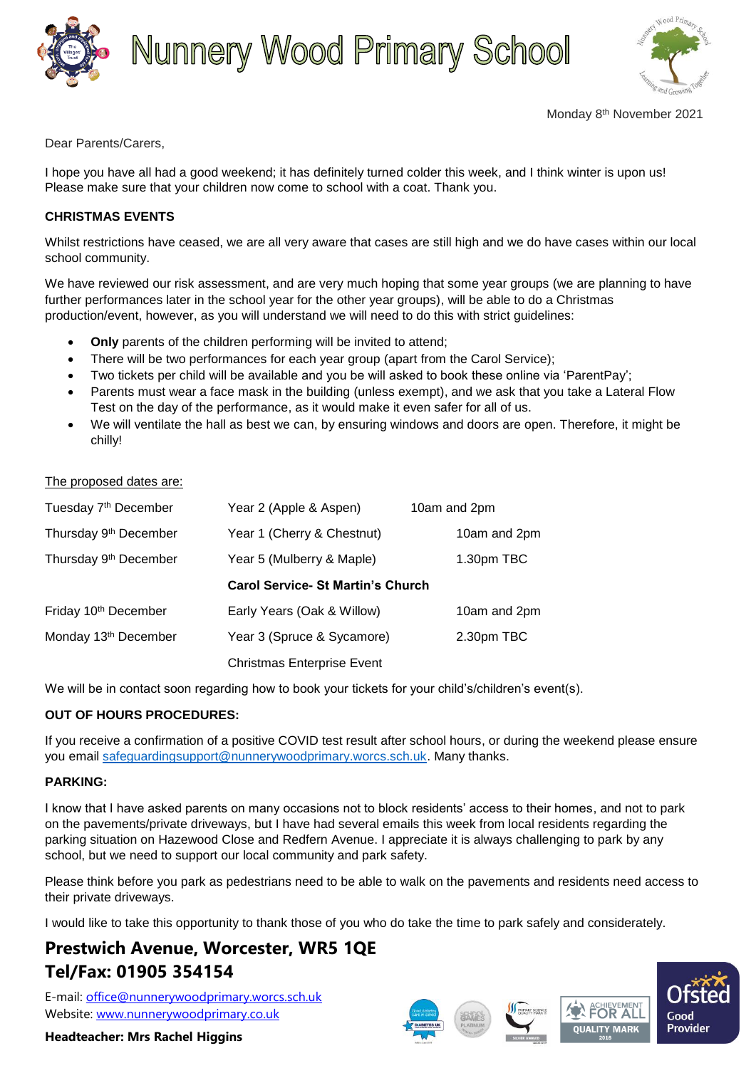# Nunnery Wood Primary School

Monday 8th November 2021

Dear Parents/Carers,

I hope you have all had a good weekend; it has definitely turned colder this week, and I think winter is upon us! Please make sure that your children now come to school with a coat. Thank you.

**CHRISTMAS EVENTS**

Whilst restrictions have ceased, we are all very aware that cases are still high and we do have cases within our local school community.

We have reviewed our risk assessment, and are very much hoping that some year groups (we are planning to have further performances later in the school year for the other year groups), will be able to do a Christmas production/event, however, as you will understand we will need to do this with strict guidelines:

- **Only** parents of the children performing will be invited to attend;
- There will be two performances for each year group (apart from the Carol Service);
- Two tickets per child will be available and you be will asked to book these online via 'ParentPay';
- Parents must wear a face mask in the building (unless exempt), and we ask that you take a Lateral Flow Test on the day of the performance, as it would make it even safer for all of us.
- We will ventilate the hall as best we can, by ensuring windows and doors are open. Therefore, it might be chilly!

The proposed dates are:

| | | |
|---|---|---|
| Tuesday 7th December | Year 2 (Apple & Aspen) | 10am and 2pm |
| Thursday 9th December | Year 1 (Cherry & Chestnut) | 10am and 2pm |
| Thursday 9th December | Year 5 (Mulberry & Maple) | 1.30pm TBC |
| | **Carol Service- St Martin's Church** | |
| Friday 10th December | Early Years (Oak & Willow) | 10am and 2pm |
| Monday 13th December | Year 3 (Spruce & Sycamore) | 2.30pm TBC |
| | Christmas Enterprise Event | |

We will be in contact soon regarding how to book your tickets for your child's/children's event(s).

**OUT OF HOURS PROCEDURES:**

If you receive a confirmation of a positive COVID test result after school hours, or during the weekend please ensure you email safeguardingsupport@nunnerywoodprimary.worcs.sch.uk. Many thanks.

**PARKING:**

I know that I have asked parents on many occasions not to block residents' access to their homes, and not to park on the pavements/private driveways, but I have had several emails this week from local residents regarding the parking situation on Hazewood Close and Redfern Avenue. I appreciate it is always challenging to park by any school, but we need to support our local community and park safety.

Please think before you park as pedestrians need to be able to walk on the pavements and residents need access to their private driveways.

I would like to take this opportunity to thank those of you who do take the time to park safely and considerately.

**Prestwich Avenue, Worcester, WR5 1QE**
**Tel/Fax: 01905 354154**

E-mail: office@nunnerywoodprimary.worcs.sch.uk
Website: www.nunnerywoodprimary.co.uk

**Headteacher: Mrs Rachel Higgins**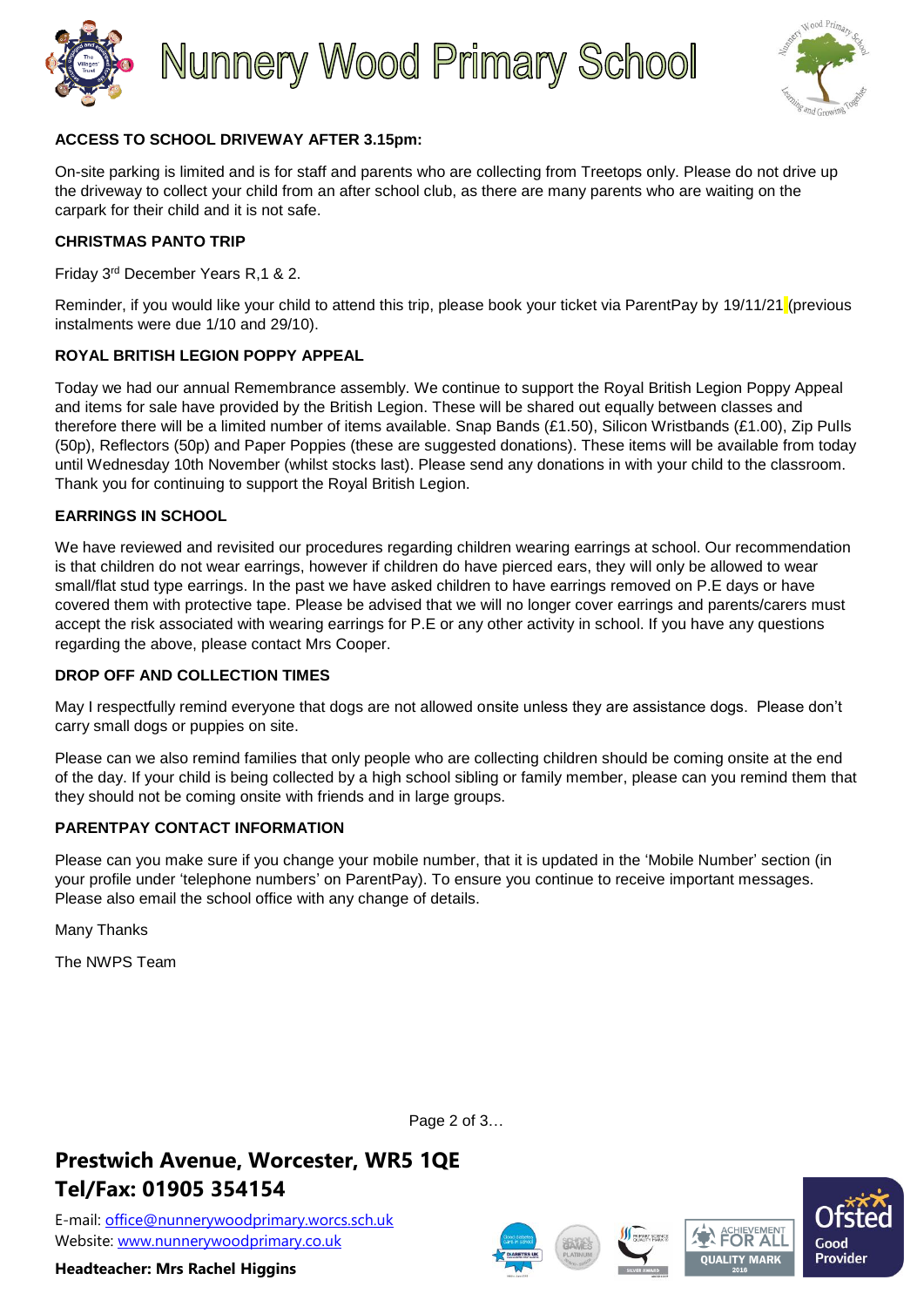# Nunnery Wood Primary School

**ACCESS TO SCHOOL DRIVEWAY AFTER 3.15pm:**

On-site parking is limited and is for staff and parents who are collecting from Treetops only. Please do not drive up the driveway to collect your child from an after school club, as there are many parents who are waiting on the carpark for their child and it is not safe.

**CHRISTMAS PANTO TRIP**

Friday 3rd December Years R,1 & 2.

Reminder, if you would like your child to attend this trip, please book your ticket via ParentPay by 19/11/21 (previous instalments were due 1/10 and 29/10).

**ROYAL BRITISH LEGION POPPY APPEAL**

Today we had our annual Remembrance assembly. We continue to support the Royal British Legion Poppy Appeal and items for sale have provided by the British Legion. These will be shared out equally between classes and therefore there will be a limited number of items available. Snap Bands (£1.50), Silicon Wristbands (£1.00), Zip Pulls (50p), Reflectors (50p) and Paper Poppies (these are suggested donations). These items will be available from today until Wednesday 10th November (whilst stocks last). Please send any donations in with your child to the classroom. Thank you for continuing to support the Royal British Legion.

**EARRINGS IN SCHOOL**

We have reviewed and revisited our procedures regarding children wearing earrings at school. Our recommendation is that children do not wear earrings, however if children do have pierced ears, they will only be allowed to wear small/flat stud type earrings. In the past we have asked children to have earrings removed on P.E days or have covered them with protective tape. Please be advised that we will no longer cover earrings and parents/carers must accept the risk associated with wearing earrings for P.E or any other activity in school. If you have any questions regarding the above, please contact Mrs Cooper.

**DROP OFF AND COLLECTION TIMES**

May I respectfully remind everyone that dogs are not allowed onsite unless they are assistance dogs. Please don't carry small dogs or puppies on site.

Please can we also remind families that only people who are collecting children should be coming onsite at the end of the day. If your child is being collected by a high school sibling or family member, please can you remind them that they should not be coming onsite with friends and in large groups.

**PARENTPAY CONTACT INFORMATION**

Please can you make sure if you change your mobile number, that it is updated in the 'Mobile Number' section (in your profile under 'telephone numbers' on ParentPay). To ensure you continue to receive important messages. Please also email the school office with any change of details.

Many Thanks

The NWPS Team

**Prestwich Avenue, Worcester, WR5 1QE**
**Tel/Fax: 01905 354154**

E-mail: office@nunnerywoodprimary.worcs.sch.uk
Website: www.nunnerywoodprimary.co.uk

**Headteacher: Mrs Rachel Higgins**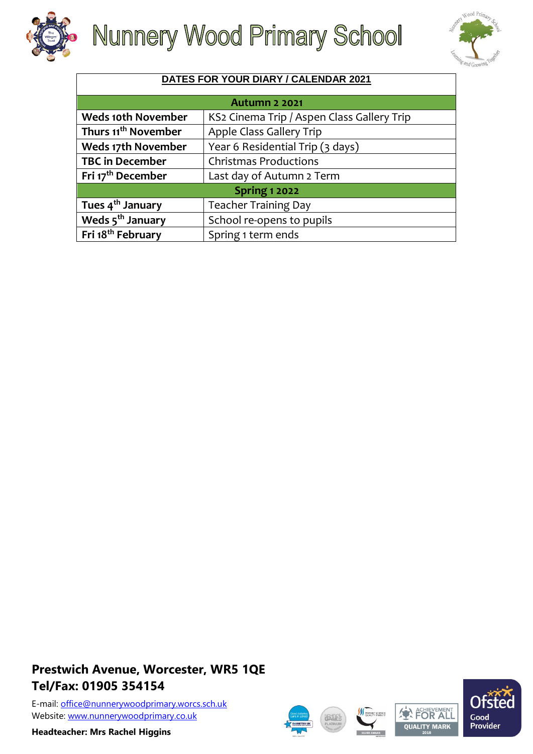# Nunnery Wood Primary School

**DATES FOR YOUR DIARY / CALENDAR 2021**

| | |
|---|---|
| **Autumn 2 2021** | |
| **Weds 10th November** | KS2 Cinema Trip / Aspen Class Gallery Trip |
| **Thurs 11th November** | Apple Class Gallery Trip |
| **Weds 17th November** | Year 6 Residential Trip (3 days) |
| **TBC in December** | Christmas Productions |
| **Fri 17th December** | Last day of Autumn 2 Term |
| **Spring 1 2022** | |
| **Tues 4th January** | Teacher Training Day |
| **Weds 5th January** | School re-opens to pupils |
| **Fri 18th February** | Spring 1 term ends |

**Prestwich Avenue, Worcester, WR5 1QE**
**Tel/Fax: 01905 354154**

E-mail: office@nunnerywoodprimary.worcs.sch.uk
Website: www.nunnerywoodprimary.co.uk

**Headteacher: Mrs Rachel Higgins**